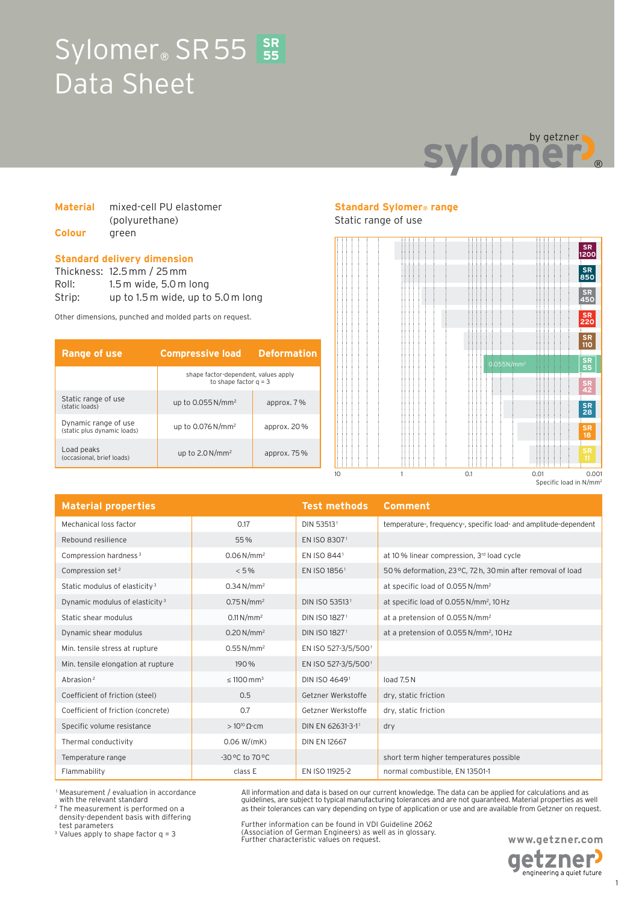# Sylomer® SR 55 Data Sheet

SR 55

sylomer® by getzner

**Material** mixed-cell PU elastomer (polyurethane)

**Colour** green

**Standard delivery dimension**

Thickness: 12.5 mm / 25 mm

Roll: 1.5 m wide, 5.0 m long

Strip: up to 1.5 m wide, up to 5.0 m long

Other dimensions, punched and molded parts on request.

| Range of use | Compressive load | Deformation |
|---|---|---|
| | shape factor-dependent, values apply to shape factor q = 3 | |
| Static range of use (static loads) | up to 0.055 N/mm² | approx. 7 % |
| Dynamic range of use (static plus dynamic loads) | up to 0.076 N/mm² | approx. 20 % |
| Load peaks (occasional, brief loads) | up to 2.0 N/mm² | approx. 75 % |

**Standard Sylomer® range**

Static range of use

SR 1200, SR 850, SR 450, SR 220, SR 110, SR 55 (0.055 N/mm²), SR 42, SR 28, SR 18, SR 11

10 — 1 — 0.1 — 0.01 — 0.001 Specific load in N/mm²

| Material properties | | Test methods | Comment |
|---|---|---|---|
| Mechanical loss factor | 0.17 | DIN 53513[1] | temperature-, frequency-, specific load- and amplitude-dependent |
| Rebound resilience | 55 % | EN ISO 8307[1] | |
| Compression hardness[3] | 0.06 N/mm² | EN ISO 844[1] | at 10 % linear compression, 3rd load cycle |
| Compression set[2] | < 5 % | EN ISO 1856[1] | 50 % deformation, 23 °C, 72 h, 30 min after removal of load |
| Static modulus of elasticity[3] | 0.34 N/mm² | | at specific load of 0.055 N/mm² |
| Dynamic modulus of elasticity[3] | 0.75 N/mm² | DIN ISO 53513[1] | at specific load of 0.055 N/mm², 10 Hz |
| Static shear modulus | 0.11 N/mm² | DIN ISO 1827[1] | at a pretension of 0.055 N/mm² |
| Dynamic shear modulus | 0.20 N/mm² | DIN ISO 1827[1] | at a pretension of 0.055 N/mm², 10 Hz |
| Min. tensile stress at rupture | 0.55 N/mm² | EN ISO 527-3/5/500[1] | |
| Min. tensile elongation at rupture | 190 % | EN ISO 527-3/5/500[1] | |
| Abrasion[2] | ≤ 1100 mm³ | DIN ISO 4649[1] | load 7.5 N |
| Coefficient of friction (steel) | 0.5 | Getzner Werkstoffe | dry, static friction |
| Coefficient of friction (concrete) | 0.7 | Getzner Werkstoffe | dry, static friction |
| Specific volume resistance | > $10^{10}$ Ω·cm | DIN EN 62631-3-1[1] | dry |
| Thermal conductivity | 0.06 W/(mK) | DIN EN 12667 | |
| Temperature range | -30 °C to 70 °C | | short term higher temperatures possible |
| Flammability | class E | EN ISO 11925-2 | normal combustible, EN 13501-1 |

[1] Measurement / evaluation in accordance with the relevant standard
[2] The measurement is performed on a density-dependent basis with differing test parameters
[3] Values apply to shape factor q = 3

All information and data is based on our current knowledge. The data can be applied for calculations and as guidelines, are subject to typical manufacturing tolerances and are not guaranteed. Material properties as well as their tolerances can vary depending on type of application or use and are available from Getzner on request.

Further information can be found in VDI Guideline 2062 (Association of German Engineers) as well as in glossary. Further characteristic values on request.

www.getzner.com

getzner engineering a quiet future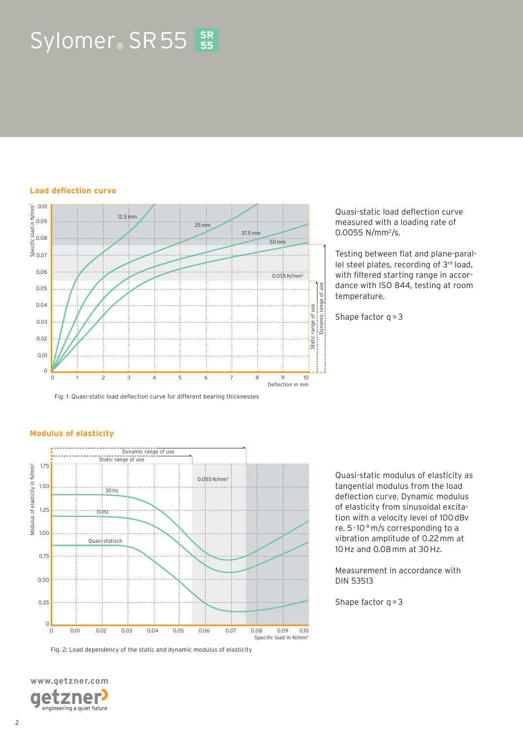# Sylomer® SR 55

## Load deflection curve

Fig. 1: Quasi-static load deflection curve for different bearing thicknesses

Quasi-static load deflection curve measured with a loading rate of 0.0055 N/mm²/s.

Testing between flat and plane-parallel steel plates, recording of 3rd load, with filtered starting range in accordance with ISO 844, testing at room temperature.

Shape factor q = 3

## Modulus of elasticity

Fig. 2: Load dependency of the static and dynamic modulus of elasticity

Quasi-static modulus of elasticity as tangential modulus from the load deflection curve. Dynamic modulus of elasticity from sinusoidal excitation with a velocity level of 100 dBv re. $5 \cdot 10^{-8}$ m/s corresponding to a vibration amplitude of 0.22 mm at 10 Hz and 0.08 mm at 30 Hz.

Measurement in accordance with DIN 53513

Shape factor q = 3

www.getzner.com

getzner engineering a quiet future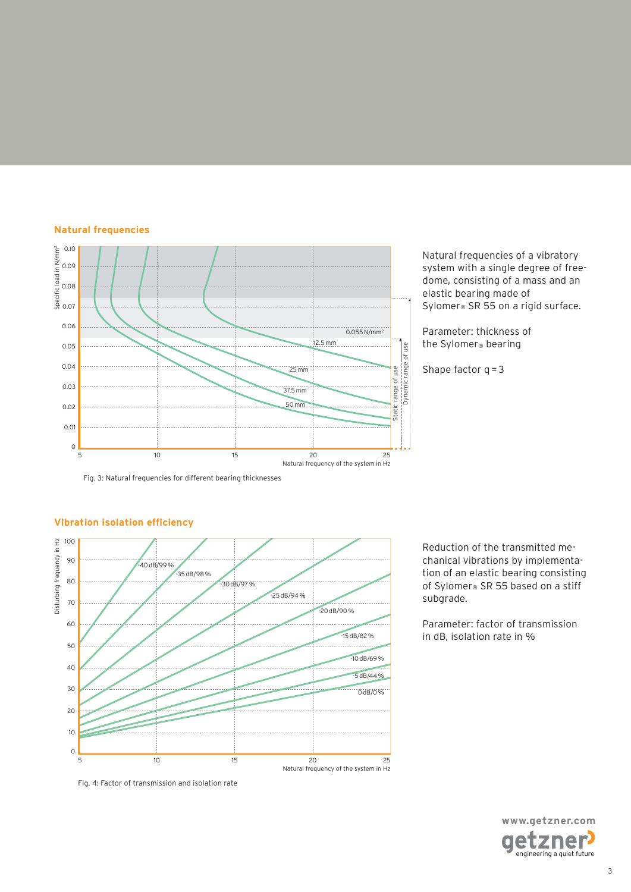## Natural frequencies

Natural frequencies of a vibratory system with a single degree of freedome, consisting of a mass and an elastic bearing made of Sylomer® SR 55 on a rigid surface.

Parameter: thickness of the Sylomer® bearing

Shape factor q = 3

Fig. 3: Natural frequencies for different bearing thicknesses

## Vibration isolation efficiency

Reduction of the transmitted mechanical vibrations by implementation of an elastic bearing consisting of Sylomer® SR 55 based on a stiff subgrade.

Parameter: factor of transmission in dB, isolation rate in %

Fig. 4: Factor of transmission and isolation rate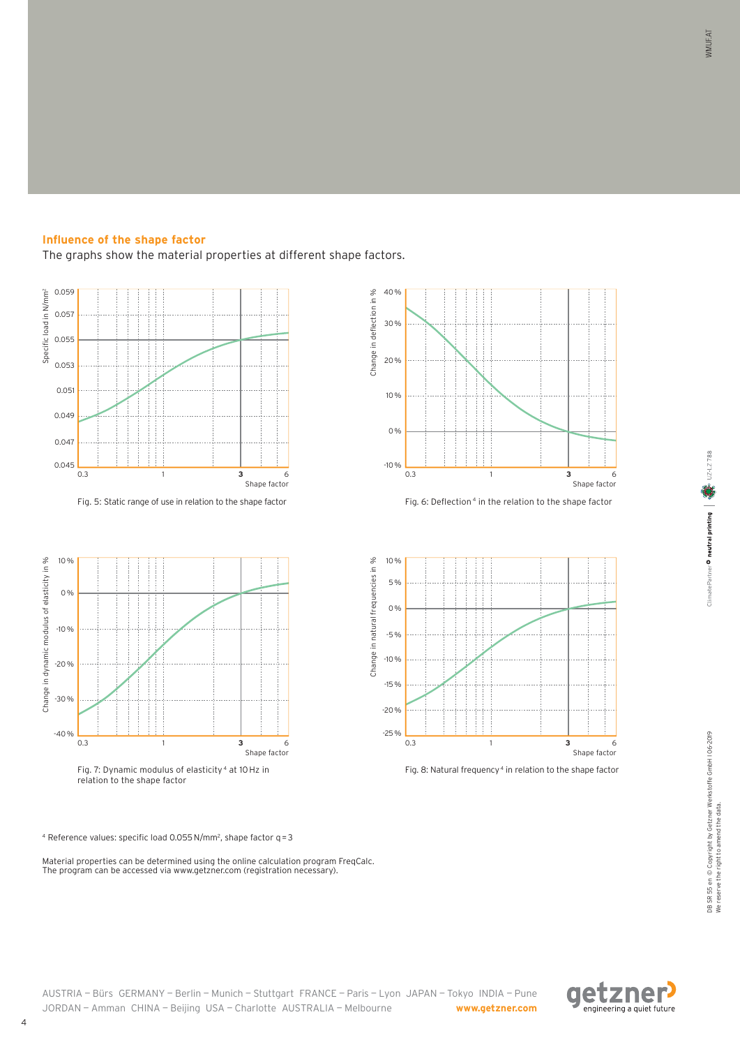## Influence of the shape factor

The graphs show the material properties at different shape factors.

Specific load in N/mm²
0.059
0.057
0.055
0.053
0.051
0.049
0.047
0.045
0.3
1
3
6
Shape factor

Fig. 5: Static range of use in relation to the shape factor

Change in deflection in %
40 %
30 %
20 %
10 %
0 %
-10 %
0.3
1
3
6
Shape factor

Fig. 6: Deflection[4] in the relation to the shape factor

Change in dynamic modulus of elasticity in %
10 %
0 %
-10 %
-20 %
-30 %
-40 %
0.3
1
3
6
Shape factor

Fig. 7: Dynamic modulus of elasticity[4] at 10 Hz in relation to the shape factor

Change in natural frequencies in %
10 %
5 %
0 %
-5 %
-10 %
-15 %
-20 %
-25 %
0.3
1
3
6
Shape factor

Fig. 8: Natural frequency[4] in relation to the shape factor

[4] Reference values: specific load 0.055 N/mm², shape factor q = 3

Material properties can be determined using the online calculation program FreqCalc.
The program can be accessed via www.getzner.com (registration necessary).

AUSTRIA – Bürs GERMANY – Berlin – Munich – Stuttgart FRANCE – Paris – Lyon JAPAN – Tokyo INDIA – Pune
JORDAN – Amman CHINA – Beijing USA – Charlotte AUSTRALIA – Melbourne **www.getzner.com**

DB SR 55 en © Copyright by Getzner Werkstoffe GmbH I 06-2019
We reserve the right to amend the data.